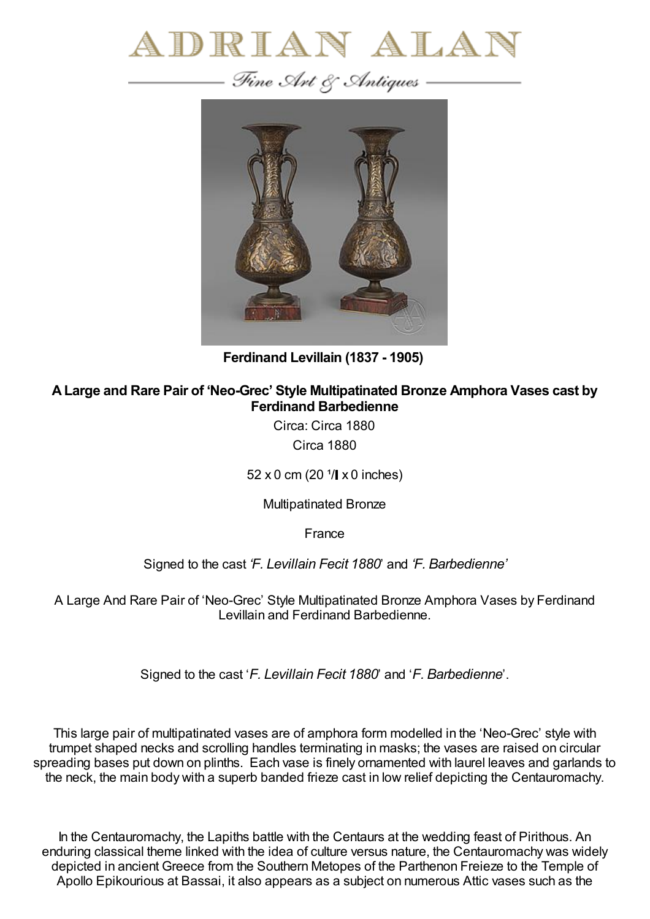# ADRIAN ALAN

*Fine Art & Antiques*

**Ferdinand Levillain (1837 - 1905)**

**A Large and Rare Pair of 'Neo-Grec' Style Multipatinated Bronze Amphora Vases cast by Ferdinand Barbedienne**

Circa: Circa 1880

Circa 1880

52 x 0 cm (20 ¹/▌x 0 inches)

Multipatinated Bronze

France

Signed to the cast *'F. Levillain Fecit 1880*' and *'F. Barbedienne'*

A Large And Rare Pair of 'Neo-Grec' Style Multipatinated Bronze Amphora Vases by Ferdinand Levillain and Ferdinand Barbedienne.

Signed to the cast '*F. Levillain Fecit 1880*' and '*F. Barbedienne*'.

This large pair of multipatinated vases are of amphora form modelled in the 'Neo-Grec' style with trumpet shaped necks and scrolling handles terminating in masks; the vases are raised on circular spreading bases put down on plinths. Each vase is finely ornamented with laurel leaves and garlands to the neck, the main body with a superb banded frieze cast in low relief depicting the Centauromachy.

In the Centauromachy, the Lapiths battle with the Centaurs at the wedding feast of Pirithous. An enduring classical theme linked with the idea of culture versus nature, the Centauromachy was widely depicted in ancient Greece from the Southern Metopes of the Parthenon Freieze to the Temple of Apollo Epikourious at Bassai, it also appears as a subject on numerous Attic vases such as the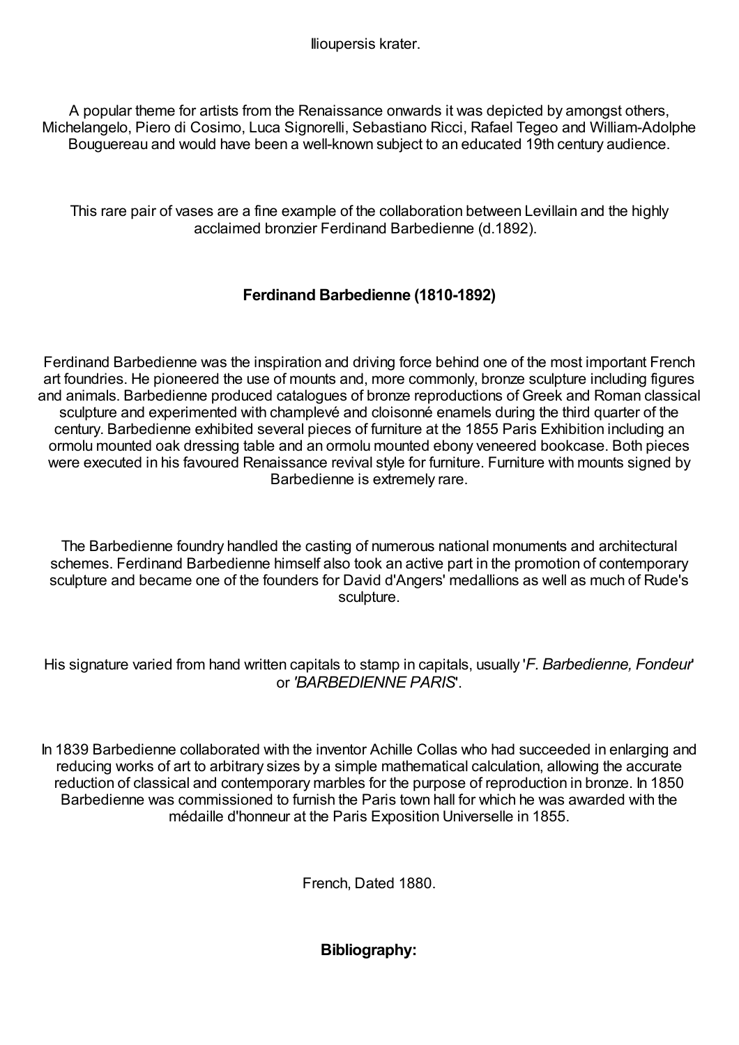Ilioupersis krater.

A popular theme for artists from the Renaissance onwards it was depicted by amongst others, Michelangelo, Piero di Cosimo, Luca Signorelli, Sebastiano Ricci, Rafael Tegeo and William-Adolphe Bouguereau and would have been a well-known subject to an educated 19th century audience.

This rare pair of vases are a fine example of the collaboration between Levillain and the highly acclaimed bronzier Ferdinand Barbedienne (d.1892).

**Ferdinand Barbedienne (1810-1892)**

Ferdinand Barbedienne was the inspiration and driving force behind one of the most important French art foundries. He pioneered the use of mounts and, more commonly, bronze sculpture including figures and animals. Barbedienne produced catalogues of bronze reproductions of Greek and Roman classical sculpture and experimented with champlevé and cloisonné enamels during the third quarter of the century. Barbedienne exhibited several pieces of furniture at the 1855 Paris Exhibition including an ormolu mounted oak dressing table and an ormolu mounted ebony veneered bookcase. Both pieces were executed in his favoured Renaissance revival style for furniture. Furniture with mounts signed by Barbedienne is extremely rare.

The Barbedienne foundry handled the casting of numerous national monuments and architectural schemes. Ferdinand Barbedienne himself also took an active part in the promotion of contemporary sculpture and became one of the founders for David d'Angers' medallions as well as much of Rude's sculpture.

His signature varied from hand written capitals to stamp in capitals, usually '*F. Barbedienne, Fondeur*' or '*BARBEDIENNE PARIS*'.

In 1839 Barbedienne collaborated with the inventor Achille Collas who had succeeded in enlarging and reducing works of art to arbitrary sizes by a simple mathematical calculation, allowing the accurate reduction of classical and contemporary marbles for the purpose of reproduction in bronze. In 1850 Barbedienne was commissioned to furnish the Paris town hall for which he was awarded with the médaille d'honneur at the Paris Exposition Universelle in 1855.

French, Dated 1880.

**Bibliography:**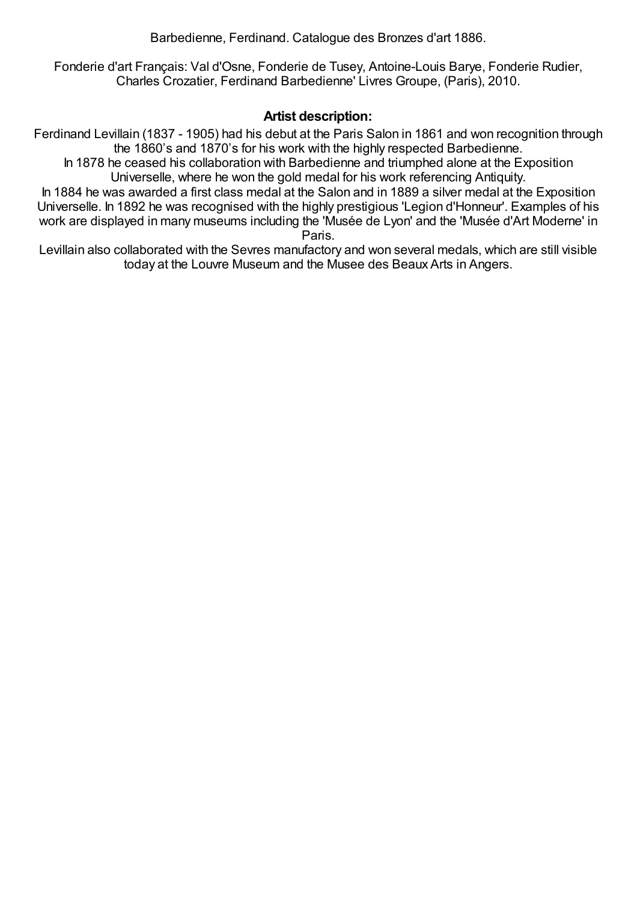Barbedienne, Ferdinand. Catalogue des Bronzes d'art 1886.

Fonderie d'art Français: Val d'Osne, Fonderie de Tusey, Antoine-Louis Barye, Fonderie Rudier, Charles Crozatier, Ferdinand Barbedienne' Livres Groupe, (Paris), 2010.

**Artist description:**

Ferdinand Levillain (1837 - 1905) had his debut at the Paris Salon in 1861 and won recognition through the 1860's and 1870's for his work with the highly respected Barbedienne.

In 1878 he ceased his collaboration with Barbedienne and triumphed alone at the Exposition Universelle, where he won the gold medal for his work referencing Antiquity.

In 1884 he was awarded a first class medal at the Salon and in 1889 a silver medal at the Exposition Universelle. In 1892 he was recognised with the highly prestigious 'Legion d'Honneur'. Examples of his work are displayed in many museums including the 'Musée de Lyon' and the 'Musée d'Art Moderne' in Paris.

Levillain also collaborated with the Sevres manufactory and won several medals, which are still visible today at the Louvre Museum and the Musee des Beaux Arts in Angers.